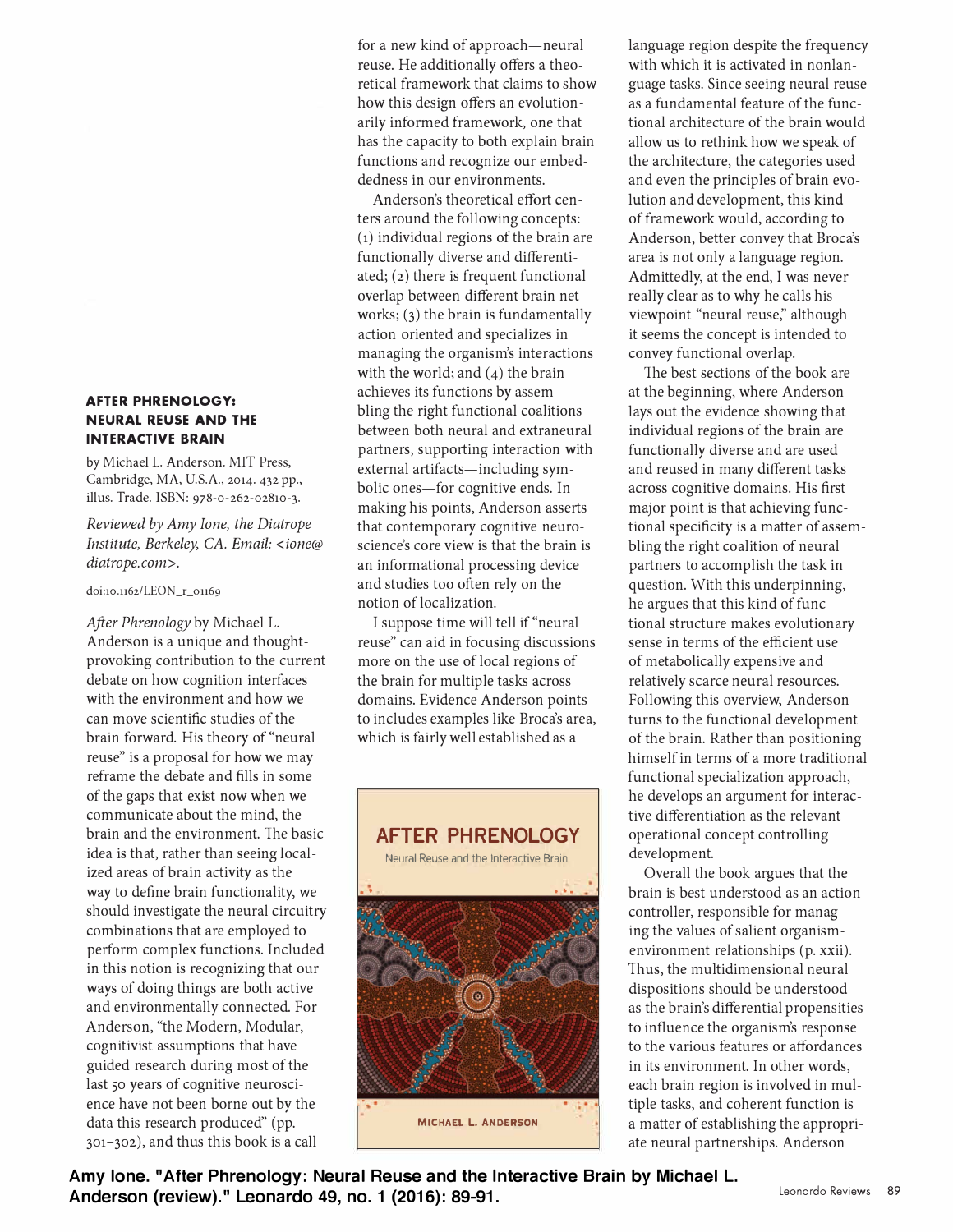### AFTER PHRENOLOGY: NEURAL REUSE AND THE INTERACTIVE BRAIN

by Michael L. Anderson. MIT Press, Cambridge, MA, U.S.A., 2014. 432 pp., illus. Trade. ISBN: 978-0-262-02810-3.

*Reviewed by Amy Ione, the Diatrope Institute, Berkeley, CA. Email: <ione@diatrope.com>.*

doi:10.1162/LEON_r_01169

*After Phrenology* by Michael L. Anderson is a unique and thought-provoking contribution to the current debate on how cognition interfaces with the environment and how we can move scientific studies of the brain forward. His theory of "neural reuse" is a proposal for how we may reframe the debate and fills in some of the gaps that exist now when we communicate about the mind, the brain and the environment. The basic idea is that, rather than seeing localized areas of brain activity as the way to define brain functionality, we should investigate the neural circuitry combinations that are employed to perform complex functions. Included in this notion is recognizing that our ways of doing things are both active and environmentally connected. For Anderson, "the Modern, Modular, cognitivist assumptions that have guided research during most of the last 50 years of cognitive neuroscience have not been borne out by the data this research produced" (pp. 301–302), and thus this book is a call for a new kind of approach—neural reuse. He additionally offers a theoretical framework that claims to show how this design offers an evolutionarily informed framework, one that has the capacity to both explain brain functions and recognize our embeddedness in our environments.

Anderson's theoretical effort centers around the following concepts: (1) individual regions of the brain are functionally diverse and differentiated; (2) there is frequent functional overlap between different brain networks; (3) the brain is fundamentally action oriented and specializes in managing the organism's interactions with the world; and (4) the brain achieves its functions by assembling the right functional coalitions between both neural and extraneural partners, supporting interaction with external artifacts—including symbolic ones—for cognitive ends. In making his points, Anderson asserts that contemporary cognitive neuroscience's core view is that the brain is an informational processing device and studies too often rely on the notion of localization.

I suppose time will tell if "neural reuse" can aid in focusing discussions more on the use of local regions of the brain for multiple tasks across domains. Evidence Anderson points to includes examples like Broca's area, which is fairly well established as a language region despite the frequency with which it is activated in nonlanguage tasks. Since seeing neural reuse as a fundamental feature of the functional architecture of the brain would allow us to rethink how we speak of the architecture, the categories used and even the principles of brain evolution and development, this kind of framework would, according to Anderson, better convey that Broca's area is not only a language region. Admittedly, at the end, I was never really clear as to why he calls his viewpoint "neural reuse," although it seems the concept is intended to convey functional overlap.

The best sections of the book are at the beginning, where Anderson lays out the evidence showing that individual regions of the brain are functionally diverse and are used and reused in many different tasks across cognitive domains. His first major point is that achieving functional specificity is a matter of assembling the right coalition of neural partners to accomplish the task in question. With this underpinning, he argues that this kind of functional structure makes evolutionary sense in terms of the efficient use of metabolically expensive and relatively scarce neural resources. Following this overview, Anderson turns to the functional development of the brain. Rather than positioning himself in terms of a more traditional functional specialization approach, he develops an argument for interactive differentiation as the relevant operational concept controlling development.

Overall the book argues that the brain is best understood as an action controller, responsible for managing the values of salient organism-environment relationships (p. xxii). Thus, the multidimensional neural dispositions should be understood as the brain's differential propensities to influence the organism's response to the various features or affordances in its environment. In other words, each brain region is involved in multiple tasks, and coherent function is a matter of establishing the appropriate neural partnerships. Anderson

AFTER PHRENOLOGY
Neural Reuse and the Interactive Brain
MICHAEL L. ANDERSON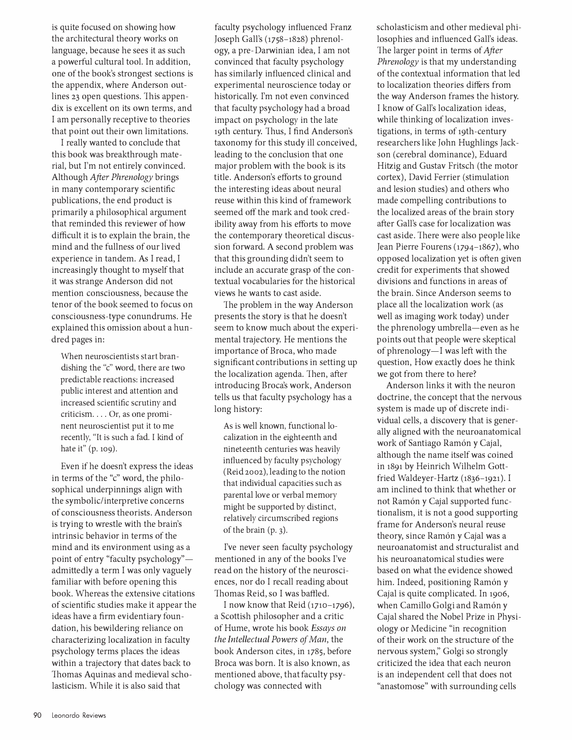is quite focused on showing how the architectural theory works on language, because he sees it as such a powerful cultural tool. In addition, one of the book's strongest sections is the appendix, where Anderson outlines 23 open questions. This appendix is excellent on its own terms, and I am personally receptive to theories that point out their own limitations.

I really wanted to conclude that this book was breakthrough material, but I'm not entirely convinced. Although *After Phrenology* brings in many contemporary scientific publications, the end product is primarily a philosophical argument that reminded this reviewer of how difficult it is to explain the brain, the mind and the fullness of our lived experience in tandem. As I read, I increasingly thought to myself that it was strange Anderson did not mention consciousness, because the tenor of the book seemed to focus on consciousness-type conundrums. He explained this omission about a hundred pages in:

> When neuroscientists start brandishing the "c" word, there are two predictable reactions: increased public interest and attention and increased scientific scrutiny and criticism. . . . Or, as one prominent neuroscientist put it to me recently, "It is such a fad. I kind of hate it" (p. 109).

Even if he doesn't express the ideas in terms of the "c" word, the philosophical underpinnings align with the symbolic/interpretive concerns of consciousness theorists. Anderson is trying to wrestle with the brain's intrinsic behavior in terms of the mind and its environment using as a point of entry "faculty psychology"—admittedly a term I was only vaguely familiar with before opening this book. Whereas the extensive citations of scientific studies make it appear the ideas have a firm evidentiary foundation, his bewildering reliance on characterizing localization in faculty psychology terms places the ideas within a trajectory that dates back to Thomas Aquinas and medieval scholasticism. While it is also said that faculty psychology influenced Franz Joseph Gall's (1758–1828) phrenology, a pre-Darwinian idea, I am not convinced that faculty psychology has similarly influenced clinical and experimental neuroscience today or historically. I'm not even convinced that faculty psychology had a broad impact on psychology in the late 19th century. Thus, I find Anderson's taxonomy for this study ill conceived, leading to the conclusion that one major problem with the book is its title. Anderson's efforts to ground the interesting ideas about neural reuse within this kind of framework seemed off the mark and took credibility away from his efforts to move the contemporary theoretical discussion forward. A second problem was that this grounding didn't seem to include an accurate grasp of the contextual vocabularies for the historical views he wants to cast aside.

The problem in the way Anderson presents the story is that he doesn't seem to know much about the experimental trajectory. He mentions the importance of Broca, who made significant contributions in setting up the localization agenda. Then, after introducing Broca's work, Anderson tells us that faculty psychology has a long history:

> As is well known, functional localization in the eighteenth and nineteenth centuries was heavily influenced by faculty psychology (Reid 2002), leading to the notion that individual capacities such as parental love or verbal memory might be supported by distinct, relatively circumscribed regions of the brain (p. 3).

I've never seen faculty psychology mentioned in any of the books I've read on the history of the neurosciences, nor do I recall reading about Thomas Reid, so I was baffled.

I now know that Reid (1710–1796), a Scottish philosopher and a critic of Hume, wrote his book *Essays on the Intellectual Powers of Man*, the book Anderson cites, in 1785, before Broca was born. It is also known, as mentioned above, that faculty psychology was connected with scholasticism and other medieval philosophies and influenced Gall's ideas. The larger point in terms of *After Phrenology* is that my understanding of the contextual information that led to localization theories differs from the way Anderson frames the history. I know of Gall's localization ideas, while thinking of localization investigations, in terms of 19th-century researchers like John Hughlings Jackson (cerebral dominance), Eduard Hitzig and Gustav Fritsch (the motor cortex), David Ferrier (stimulation and lesion studies) and others who made compelling contributions to the localized areas of the brain story after Gall's case for localization was cast aside. There were also people like Jean Pierre Fourens (1794–1867), who opposed localization yet is often given credit for experiments that showed divisions and functions in areas of the brain. Since Anderson seems to place all the localization work (as well as imaging work today) under the phrenology umbrella—even as he points out that people were skeptical of phrenology—I was left with the question, How exactly does he think we got from there to here?

Anderson links it with the neuron doctrine, the concept that the nervous system is made up of discrete individual cells, a discovery that is generally aligned with the neuroanatomical work of Santiago Ramón y Cajal, although the name itself was coined in 1891 by Heinrich Wilhelm Gottfried Waldeyer-Hartz (1836–1921). I am inclined to think that whether or not Ramón y Cajal supported functionalism, it is not a good supporting frame for Anderson's neural reuse theory, since Ramón y Cajal was a neuroanatomist and structuralist and his neuroanatomical studies were based on what the evidence showed him. Indeed, positioning Ramón y Cajal is quite complicated. In 1906, when Camillo Golgi and Ramón y Cajal shared the Nobel Prize in Physiology or Medicine "in recognition of their work on the structure of the nervous system," Golgi so strongly criticized the idea that each neuron is an independent cell that does not "anastomose" with surrounding cells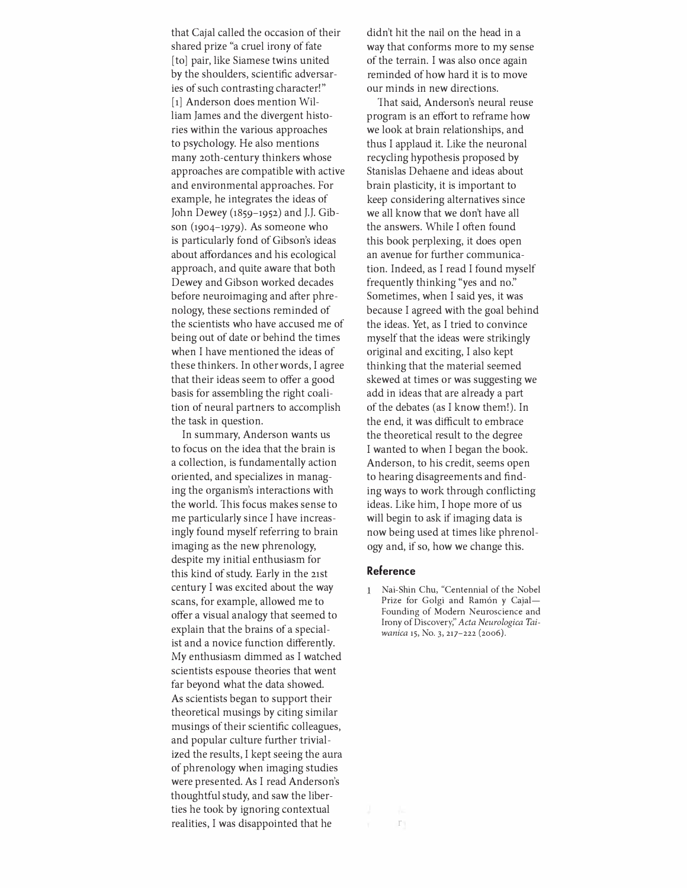that Cajal called the occasion of their shared prize "a cruel irony of fate [to] pair, like Siamese twins united by the shoulders, scientific adversaries of such contrasting character!" [1] Anderson does mention William James and the divergent histories within the various approaches to psychology. He also mentions many 20th-century thinkers whose approaches are compatible with active and environmental approaches. For example, he integrates the ideas of John Dewey (1859–1952) and J.J. Gibson (1904–1979). As someone who is particularly fond of Gibson's ideas about affordances and his ecological approach, and quite aware that both Dewey and Gibson worked decades before neuroimaging and after phrenology, these sections reminded of the scientists who have accused me of being out of date or behind the times when I have mentioned the ideas of these thinkers. In other words, I agree that their ideas seem to offer a good basis for assembling the right coalition of neural partners to accomplish the task in question.

In summary, Anderson wants us to focus on the idea that the brain is a collection, is fundamentally action oriented, and specializes in managing the organism's interactions with the world. This focus makes sense to me particularly since I have increasingly found myself referring to brain imaging as the new phrenology, despite my initial enthusiasm for this kind of study. Early in the 21st century I was excited about the way scans, for example, allowed me to offer a visual analogy that seemed to explain that the brains of a specialist and a novice function differently. My enthusiasm dimmed as I watched scientists espouse theories that went far beyond what the data showed. As scientists began to support their theoretical musings by citing similar musings of their scientific colleagues, and popular culture further trivialized the results, I kept seeing the aura of phrenology when imaging studies were presented. As I read Anderson's thoughtful study, and saw the liberties he took by ignoring contextual realities, I was disappointed that he didn't hit the nail on the head in a way that conforms more to my sense of the terrain. I was also once again reminded of how hard it is to move our minds in new directions.

That said, Anderson's neural reuse program is an effort to reframe how we look at brain relationships, and thus I applaud it. Like the neuronal recycling hypothesis proposed by Stanislas Dehaene and ideas about brain plasticity, it is important to keep considering alternatives since we all know that we don't have all the answers. While I often found this book perplexing, it does open an avenue for further communication. Indeed, as I read I found myself frequently thinking "yes and no." Sometimes, when I said yes, it was because I agreed with the goal behind the ideas. Yet, as I tried to convince myself that the ideas were strikingly original and exciting, I also kept thinking that the material seemed skewed at times or was suggesting we add in ideas that are already a part of the debates (as I know them!). In the end, it was difficult to embrace the theoretical result to the degree I wanted to when I began the book. Anderson, to his credit, seems open to hearing disagreements and finding ways to work through conflicting ideas. Like him, I hope more of us will begin to ask if imaging data is now being used at times like phrenology and, if so, how we change this.

## Reference

1 Nai-Shin Chu, "Centennial of the Nobel Prize for Golgi and Ramón y Cajal—Founding of Modern Neuroscience and Irony of Discovery," *Acta Neurologica Taiwanica* 15, No. 3, 217–222 (2006).